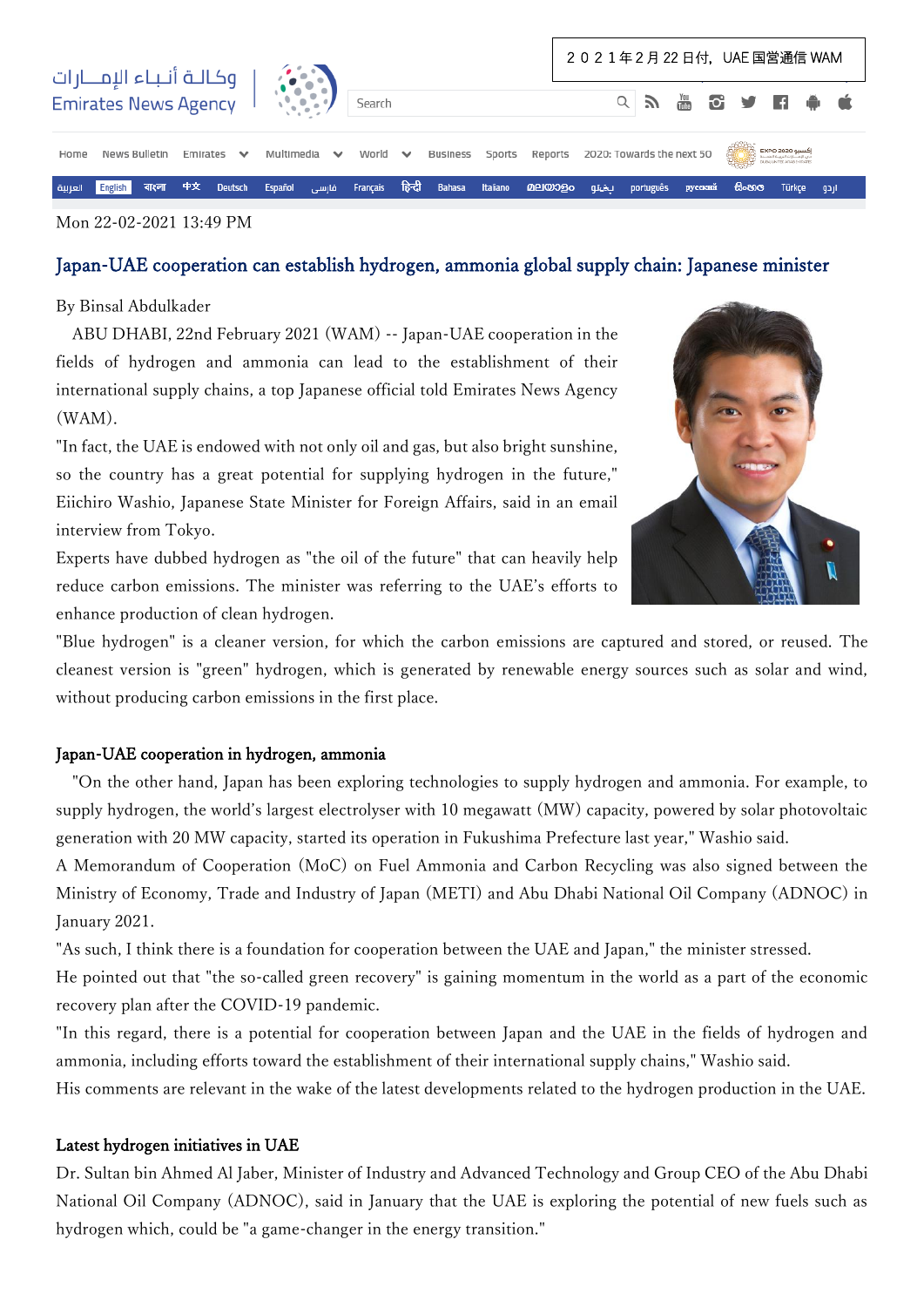２０２１年２月２２日付，UAE 国営通信 WAM

Mon 22-02-2021 13:49 PM

# Japan-UAE cooperation can establish hydrogen, ammonia global supply chain: Japanese minister

By Binsal Abdulkader

ABU DHABI, 22nd February 2021 (WAM) -- Japan-UAE cooperation in the fields of hydrogen and ammonia can lead to the establishment of their international supply chains, a top Japanese official told Emirates News Agency (WAM).

"In fact, the UAE is endowed with not only oil and gas, but also bright sunshine, so the country has a great potential for supplying hydrogen in the future," Eiichiro Washio, Japanese State Minister for Foreign Affairs, said in an email interview from Tokyo.

Experts have dubbed hydrogen as "the oil of the future" that can heavily help reduce carbon emissions. The minister was referring to the UAE's efforts to enhance production of clean hydrogen.

"Blue hydrogen" is a cleaner version, for which the carbon emissions are captured and stored, or reused. The cleanest version is "green" hydrogen, which is generated by renewable energy sources such as solar and wind, without producing carbon emissions in the first place.

## Japan-UAE cooperation in hydrogen, ammonia

"On the other hand, Japan has been exploring technologies to supply hydrogen and ammonia. For example, to supply hydrogen, the world's largest electrolyser with 10 megawatt (MW) capacity, powered by solar photovoltaic generation with 20 MW capacity, started its operation in Fukushima Prefecture last year," Washio said.

A Memorandum of Cooperation (MoC) on Fuel Ammonia and Carbon Recycling was also signed between the Ministry of Economy, Trade and Industry of Japan (METI) and Abu Dhabi National Oil Company (ADNOC) in January 2021.

"As such, I think there is a foundation for cooperation between the UAE and Japan," the minister stressed.

He pointed out that "the so-called green recovery" is gaining momentum in the world as a part of the economic recovery plan after the COVID-19 pandemic.

"In this regard, there is a potential for cooperation between Japan and the UAE in the fields of hydrogen and ammonia, including efforts toward the establishment of their international supply chains," Washio said.

His comments are relevant in the wake of the latest developments related to the hydrogen production in the UAE.

## Latest hydrogen initiatives in UAE

Dr. Sultan bin Ahmed Al Jaber, Minister of Industry and Advanced Technology and Group CEO of the Abu Dhabi National Oil Company (ADNOC), said in January that the UAE is exploring the potential of new fuels such as hydrogen which, could be "a game-changer in the energy transition."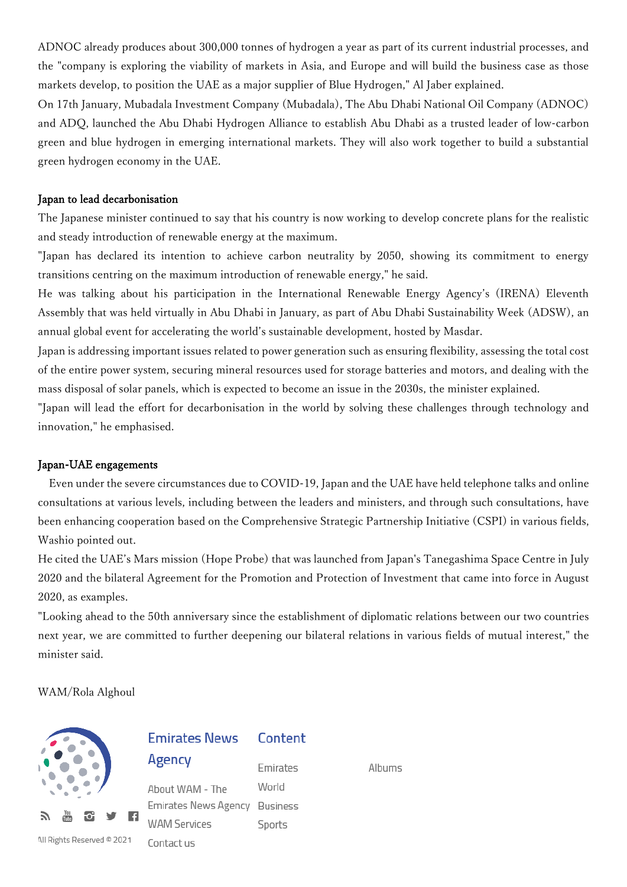ADNOC already produces about 300,000 tonnes of hydrogen a year as part of its current industrial processes, and the "company is exploring the viability of markets in Asia, and Europe and will build the business case as those markets develop, to position the UAE as a major supplier of Blue Hydrogen," Al Jaber explained.

On 17th January, Mubadala Investment Company (Mubadala), The Abu Dhabi National Oil Company (ADNOC) and ADQ, launched the Abu Dhabi Hydrogen Alliance to establish Abu Dhabi as a trusted leader of low-carbon green and blue hydrogen in emerging international markets. They will also work together to build a substantial green hydrogen economy in the UAE.

## Japan to lead decarbonisation

The Japanese minister continued to say that his country is now working to develop concrete plans for the realistic and steady introduction of renewable energy at the maximum.

"Japan has declared its intention to achieve carbon neutrality by 2050, showing its commitment to energy transitions centring on the maximum introduction of renewable energy," he said.

He was talking about his participation in the International Renewable Energy Agency's (IRENA) Eleventh Assembly that was held virtually in Abu Dhabi in January, as part of Abu Dhabi Sustainability Week (ADSW), an annual global event for accelerating the world's sustainable development, hosted by Masdar.

Japan is addressing important issues related to power generation such as ensuring flexibility, assessing the total cost of the entire power system, securing mineral resources used for storage batteries and motors, and dealing with the mass disposal of solar panels, which is expected to become an issue in the 2030s, the minister explained.

"Japan will lead the effort for decarbonisation in the world by solving these challenges through technology and innovation," he emphasised.

## Japan-UAE engagements

Even under the severe circumstances due to COVID-19, Japan and the UAE have held telephone talks and online consultations at various levels, including between the leaders and ministers, and through such consultations, have been enhancing cooperation based on the Comprehensive Strategic Partnership Initiative (CSPI) in various fields, Washio pointed out.

He cited the UAE's Mars mission (Hope Probe) that was launched from Japan's Tanegashima Space Centre in July 2020 and the bilateral Agreement for the Promotion and Protection of Investment that came into force in August 2020, as examples.

"Looking ahead to the 50th anniversary since the establishment of diplomatic relations between our two countries next year, we are committed to further deepening our bilateral relations in various fields of mutual interest," the minister said.

WAM/Rola Alghoul

Emirates News Agency

About WAM - The Emirates News Agency

WAM Services

Contact us

Content

Emirates

World

Business

Sports

Albums

All Rights Reserved © 2021